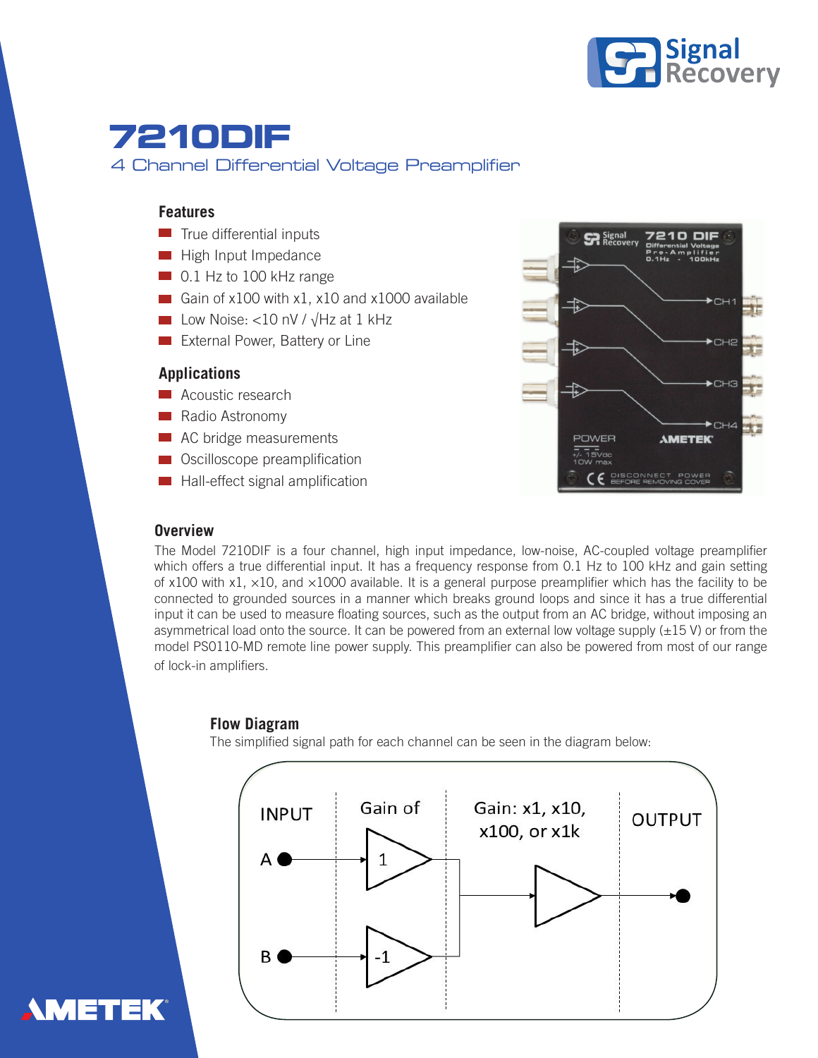# 7210DIF

## 4 Channel Differential Voltage Preamplifier

### Features

- True differential inputs
- High Input Impedance
- 0.1 Hz to 100 kHz range
- Gain of x100 with x1, x10 and x1000 available
- Low Noise: <10 nV / √Hz at 1 kHz
- External Power, Battery or Line

### Applications

- Acoustic research
- Radio Astronomy
- AC bridge measurements
- Oscilloscope preamplification
- Hall-effect signal amplification

### Overview

The Model 7210DIF is a four channel, high input impedance, low-noise, AC-coupled voltage preamplifier which offers a true differential input. It has a frequency response from 0.1 Hz to 100 kHz and gain setting of x100 with x1, ×10, and ×1000 available. It is a general purpose preamplifier which has the facility to be connected to grounded sources in a manner which breaks ground loops and since it has a true differential input it can be used to measure floating sources, such as the output from an AC bridge, without imposing an asymmetrical load onto the source. It can be powered from an external low voltage supply (±15 V) or from the model PS0110-MD remote line power supply. This preamplifier can also be powered from most of our range of lock-in amplifiers.

### Flow Diagram

The simplified signal path for each channel can be seen in the diagram below: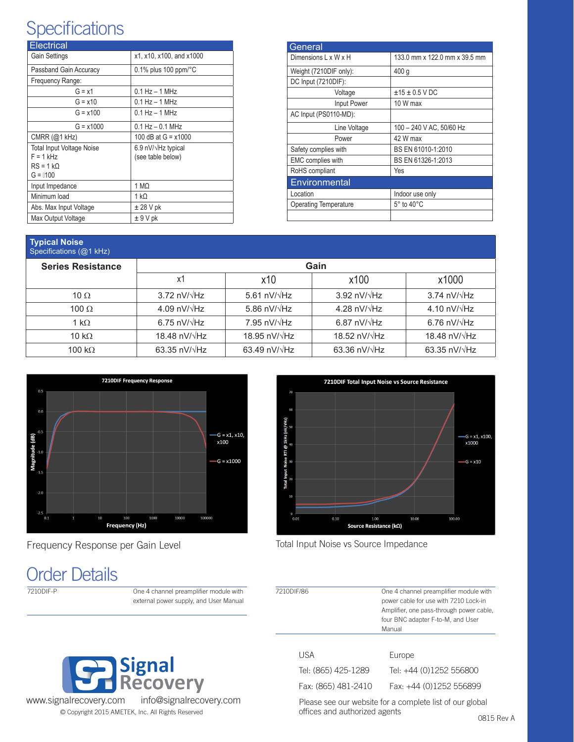# Specifications

| Electrical | |
|---|---|
| Gain Settings | x1, x10, x100, and x1000 |
| Passband Gain Accuracy | 0.1% plus 100 ppm/°C |
| Frequency Range: | |
| G = x1 | 0.1 Hz – 1 MHz |
| G = x10 | 0.1 Hz – 1 MHz |
| G = x100 | 0.1 Hz – 1 MHz |
| G = x1000 | 0.1 Hz – 0.1 MHz |
| CMRR (@1 kHz) | 100 dB at G = x1000 |
| Total Input Voltage Noise F = 1 kHz RS = 1 kΩ G = x100 | 6.9 nV/√Hz typical (see table below) |
| Input Impedance | 1 MΩ |
| Minimum load | 1 kΩ |
| Abs. Max Input Voltage | ± 28 V pk |
| Max Output Voltage | ± 9 V pk |

| General | |
|---|---|
| Dimensions L x W x H | 133.0 mm x 122.0 mm x 39.5 mm |
| Weight (7210DIF only): | 400 g |
| DC Input (7210DIF): | |
| Voltage | ±15 ± 0.5 V DC |
| Input Power | 10 W max |
| AC Input (PS0110-MD): | |
| Line Voltage | 100 – 240 V AC, 50/60 Hz |
| Power | 42 W max |
| Safety complies with | BS EN 61010-1:2010 |
| EMC complies with | BS EN 61326-1:2013 |
| RoHS compliant | Yes |
| **Environmental** | |
| Location | Indoor use only |
| Operating Temperature | 5° to 40°C |

**Typical Noise**
Specifications (@1 kHz)

| Series Resistance | Gain | | | |
|---|---|---|---|---|
| | x1 | x10 | x100 | x1000 |
| 10 Ω | 3.72 nV/√Hz | 5.61 nV/√Hz | 3.92 nV/√Hz | 3.74 nV/√Hz |
| 100 Ω | 4.09 nV/√Hz | 5.86 nV/√Hz | 4.28 nV/√Hz | 4.10 nV/√Hz |
| 1 kΩ | 6.75 nV/√Hz | 7.95 nV/√Hz | 6.87 nV/√Hz | 6.76 nV/√Hz |
| 10 kΩ | 18.48 nV/√Hz | 18.95 nV/√Hz | 18.52 nV/√Hz | 18.48 nV/√Hz |
| 100 kΩ | 63.35 nV/√Hz | 63.49 nV/√Hz | 63.36 nV/√Hz | 63.35 nV/√Hz |

7210DIF Frequency Response

Magnitude (dB)

0.5
0.0
-0.5
-1.0
-1.5
-2.0
-2.5

0.1
1
10
100
1000
10000
100000

Frequency (Hz)

G = x1, x10, x100
G = x1000

Frequency Response per Gain Level

7210DIF Total Input Noise vs Source Resistance

Total Input Noise RTI @ 1kHz (nV/√Hz)

70
60
50
40
30
20
10
0

0.01
0.10
1.00
10.00
100.00

Source Resistance (kΩ)

G = x1, x100, x1000
G = x10

Total Input Noise vs Source Impedance

# Order Details

| | |
|---|---|
| 7210DIF-P | One 4 channel preamplifier module with external power supply, and User Manual |
| 7210DIF/86 | One 4 channel preamplifier module with power cable for use with 7210 Lock-in Amplifier, one pass-through power cable, four BNC adapter F-to-M, and User Manual |

Signal Recovery

www.signalrecovery.com info@signalrecovery.com

© Copyright 2015 AMETEK, Inc. All Rights Reserved

| USA | Europe |
|---|---|
| Tel: (865) 425-1289 | Tel: +44 (0)1252 556800 |
| Fax: (865) 481-2410 | Fax: +44 (0)1252 556899 |

Please see our website for a complete list of our global offices and authorized agents

0815 Rev A